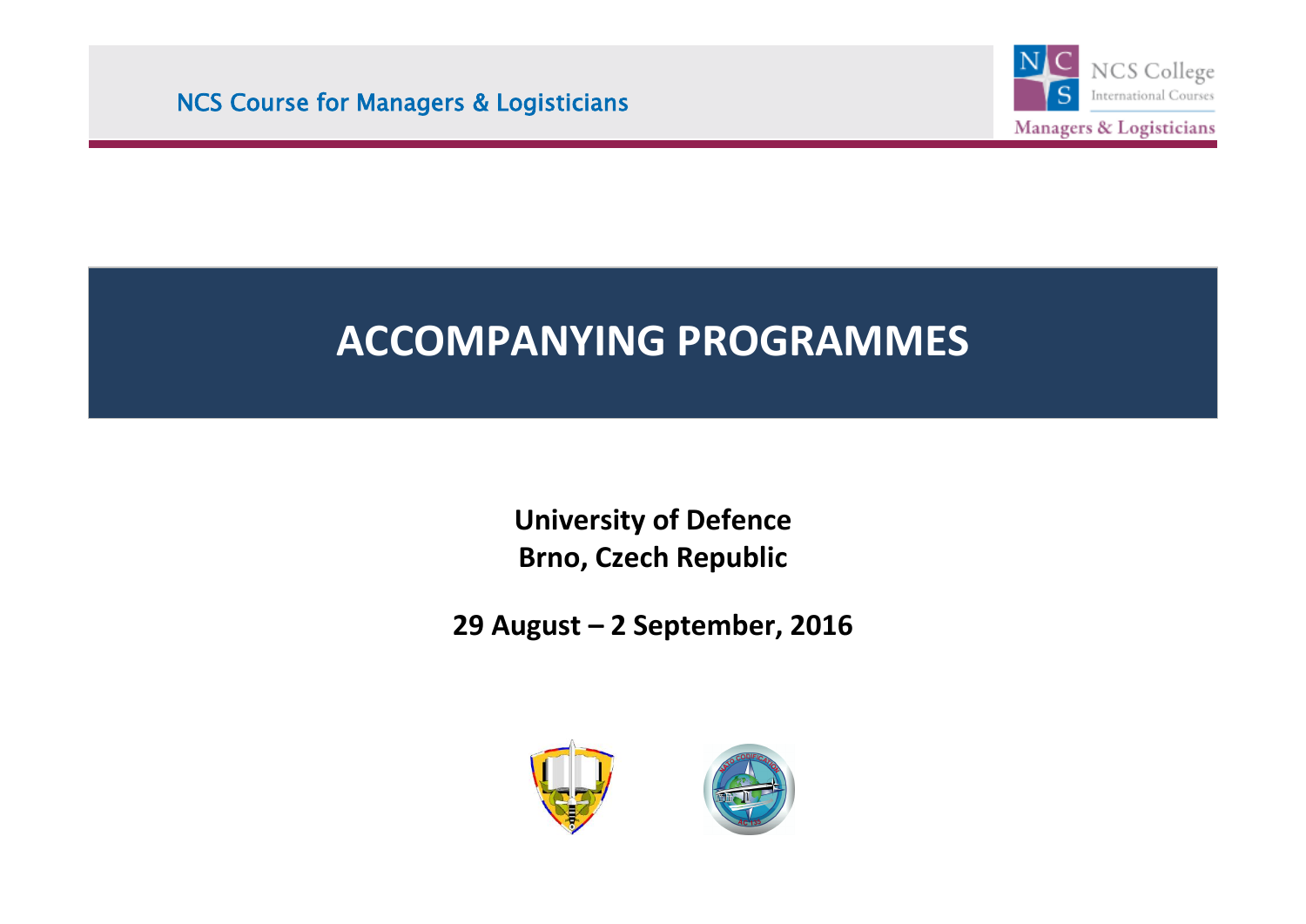NCS Course for Managers & Logisticians

# ACCOMPANYING PROGRAMMES

**University of Defence**
**Brno, Czech Republic**

**29 August – 2 September, 2016**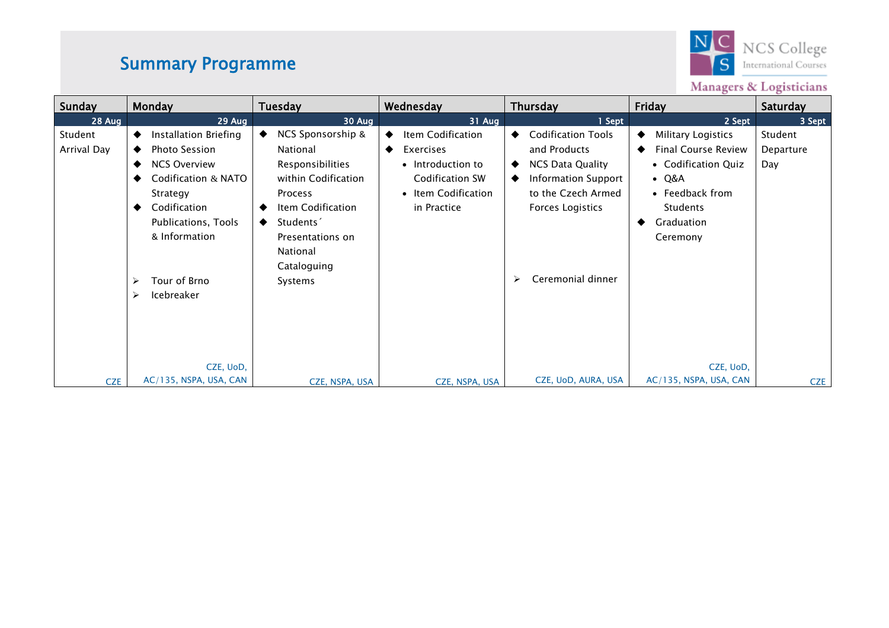## Summary Programme

NCS College International Courses — Managers & Logisticians

| Sunday | Monday | Tuesday | Wednesday | Thursday | Friday | Saturday |
|---|---|---|---|---|---|---|
| 28 Aug | 29 Aug | 30 Aug | 31 Aug | 1 Sept | 2 Sept | 3 Sept |
| Student Arrival Day | ◆ Installation Briefing<br>◆ Photo Session<br>◆ NCS Overview<br>◆ Codification & NATO Strategy<br>◆ Codification Publications, Tools & Information<br><br>➢ Tour of Brno<br>➢ Icebreaker | ◆ NCS Sponsorship & National Responsibilities within Codification Process<br>◆ Item Codification<br>◆ Students´ Presentations on National Cataloguing Systems | ◆ Item Codification<br>◆ Exercises<br>• Introduction to Codification SW<br>• Item Codification in Practice | ◆ Codification Tools and Products<br>◆ NCS Data Quality<br>◆ Information Support to the Czech Armed Forces Logistics<br><br>➢ Ceremonial dinner | ◆ Military Logistics<br>◆ Final Course Review<br>• Codification Quiz<br>• Q&A<br>• Feedback from Students<br>◆ Graduation Ceremony | Student Departure Day |
| CZE | CZE, UoD, AC/135, NSPA, USA, CAN | CZE, NSPA, USA | CZE, NSPA, USA | CZE, UoD, AURA, USA | CZE, UoD, AC/135, NSPA, USA, CAN | CZE |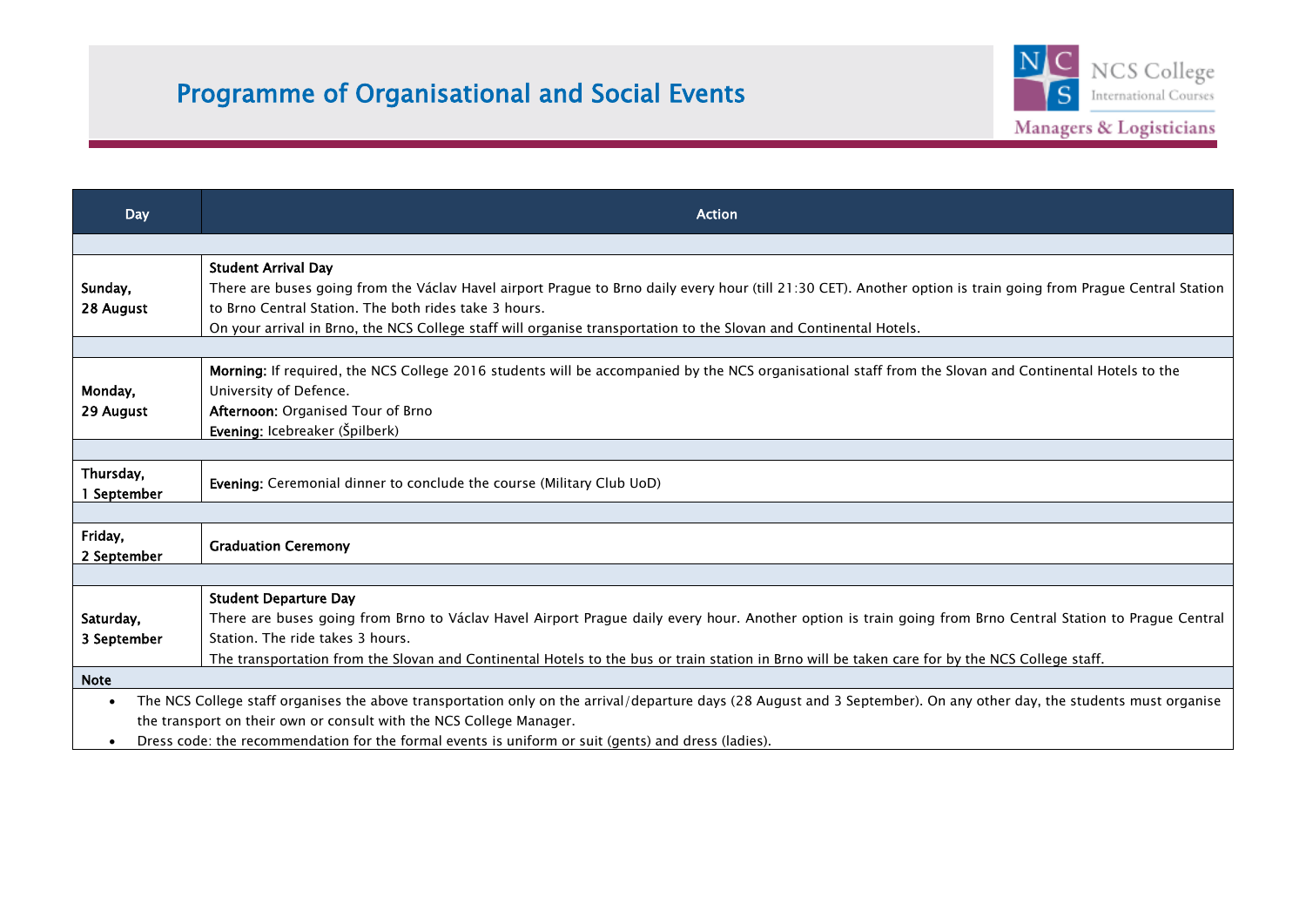# Programme of Organisational and Social Events

NCS College International Courses
Managers & Logisticians

| Day | Action |
|---|---|
| Sunday, 28 August | **Student Arrival Day**<br>There are buses going from the Václav Havel airport Prague to Brno daily every hour (till 21:30 CET). Another option is train going from Prague Central Station to Brno Central Station. The both rides take 3 hours.<br>On your arrival in Brno, the NCS College staff will organise transportation to the Slovan and Continental Hotels. |
| Monday, 29 August | **Morning:** If required, the NCS College 2016 students will be accompanied by the NCS organisational staff from the Slovan and Continental Hotels to the University of Defence.<br>**Afternoon:** Organised Tour of Brno<br>**Evening:** Icebreaker (Špilberk) |
| Thursday, 1 September | **Evening:** Ceremonial dinner to conclude the course (Military Club UoD) |
| Friday, 2 September | **Graduation Ceremony** |
| Saturday, 3 September | **Student Departure Day**<br>There are buses going from Brno to Václav Havel Airport Prague daily every hour. Another option is train going from Brno Central Station to Prague Central Station. The ride takes 3 hours.<br>The transportation from the Slovan and Continental Hotels to the bus or train station in Brno will be taken care for by the NCS College staff. |

**Note**

- The NCS College staff organises the above transportation only on the arrival/departure days (28 August and 3 September). On any other day, the students must organise the transport on their own or consult with the NCS College Manager.
- Dress code: the recommendation for the formal events is uniform or suit (gents) and dress (ladies).